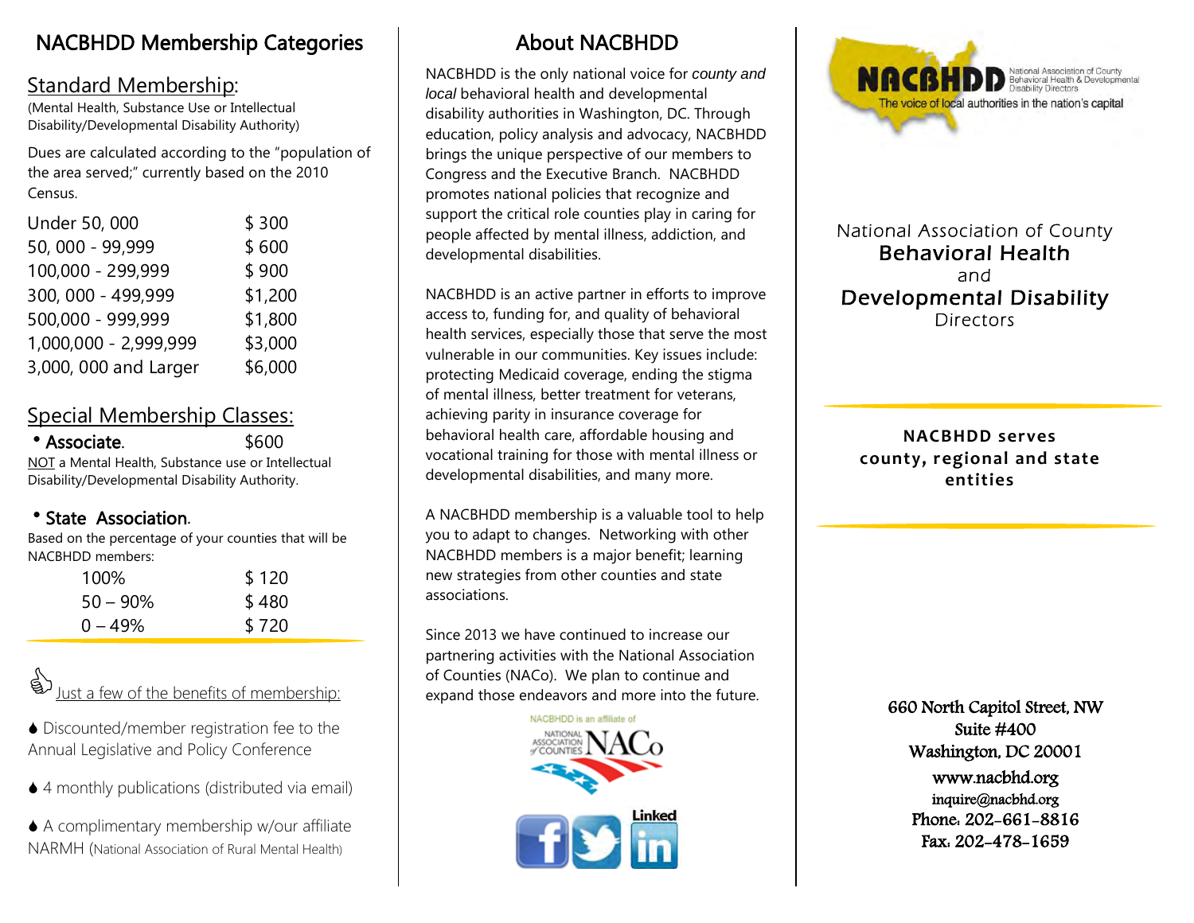# NACBHDD Membership Categories

## Standard Membership:

(Mental Health, Substance Use or Intellectual Disability/Developmental Disability Authority)

Dues are calculated according to the "population of the area served;" currently based on the 2010 Census.

| | |
|---|---|
| Under 50, 000 | $ 300 |
| 50, 000 - 99,999 | $ 600 |
| 100,000 - 299,999 | $ 900 |
| 300, 000 - 499,999 | $1,200 |
| 500,000 - 999,999 | $1,800 |
| 1,000,000 - 2,999,999 | $3,000 |
| 3,000, 000 and Larger | $6,000 |

## Special Membership Classes:

- **Associate.** $600

NOT a Mental Health, Substance use or Intellectual Disability/Developmental Disability Authority.

- **State Association.**

Based on the percentage of your counties that will be NACBHDD members:

| | |
|---|---|
| 100% | $ 120 |
| 50 – 90% | $ 480 |
| 0 – 49% | $ 720 |

Just a few of the benefits of membership:

- Discounted/member registration fee to the Annual Legislative and Policy Conference
- 4 monthly publications (distributed via email)
- A complimentary membership w/our affiliate NARMH (National Association of Rural Mental Health)

# About NACBHDD

NACBHDD is the only national voice for *county and local* behavioral health and developmental disability authorities in Washington, DC. Through education, policy analysis and advocacy, NACBHDD brings the unique perspective of our members to Congress and the Executive Branch. NACBHDD promotes national policies that recognize and support the critical role counties play in caring for people affected by mental illness, addiction, and developmental disabilities.

NACBHDD is an active partner in efforts to improve access to, funding for, and quality of behavioral health services, especially those that serve the most vulnerable in our communities. Key issues include: protecting Medicaid coverage, ending the stigma of mental illness, better treatment for veterans, achieving parity in insurance coverage for behavioral health care, affordable housing and vocational training for those with mental illness or developmental disabilities, and many more.

A NACBHDD membership is a valuable tool to help you to adapt to changes. Networking with other NACBHDD members is a major benefit; learning new strategies from other counties and state associations.

Since 2013 we have continued to increase our partnering activities with the National Association of Counties (NACo). We plan to continue and expand those endeavors and more into the future.

NACBHDD is an affiliate of NATIONAL ASSOCIATION of COUNTIES NACo

Linked in

NACBHDD National Association of County Behavioral Health & Developmental Disability Directors

The voice of local authorities in the nation's capital

National Association of County **Behavioral Health** and **Developmental Disability** Directors

**NACBHDD serves county, regional and state entities**

660 North Capitol Street, NW
Suite #400
Washington, DC 20001
www.nacbhd.org
inquire@nacbhd.org
Phone: 202-661-8816
Fax: 202-478-1659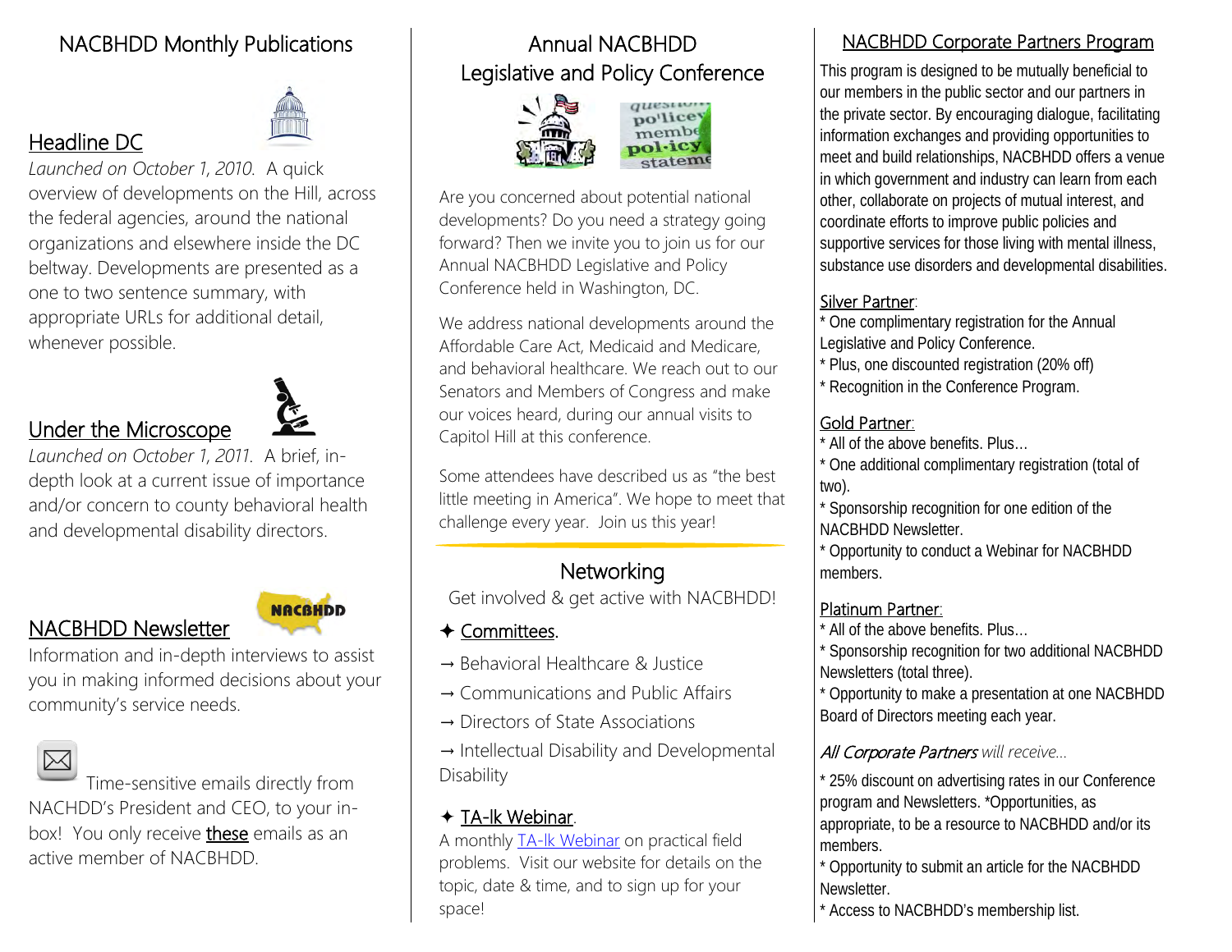## NACBHDD Monthly Publications

### Headline DC

*Launched on October 1, 2010.* A quick overview of developments on the Hill, across the federal agencies, around the national organizations and elsewhere inside the DC beltway. Developments are presented as a one to two sentence summary, with appropriate URLs for additional detail, whenever possible.

### Under the Microscope

*Launched on October 1, 2011.* A brief, in-depth look at a current issue of importance and/or concern to county behavioral health and developmental disability directors.

### NACBHDD Newsletter

Information and in-depth interviews to assist you in making informed decisions about your community's service needs.

Time-sensitive emails directly from NACHDD's President and CEO, to your in-box! You only receive these emails as an active member of NACBHDD.

## Annual NACBHDD Legislative and Policy Conference

Are you concerned about potential national developments? Do you need a strategy going forward? Then we invite you to join us for our Annual NACBHDD Legislative and Policy Conference held in Washington, DC.

We address national developments around the Affordable Care Act, Medicaid and Medicare, and behavioral healthcare. We reach out to our Senators and Members of Congress and make our voices heard, during our annual visits to Capitol Hill at this conference.

Some attendees have described us as "the best little meeting in America". We hope to meet that challenge every year. Join us this year!

## Networking

Get involved & get active with NACBHDD!

✦ Committees.

→ Behavioral Healthcare & Justice

→ Communications and Public Affairs

→ Directors of State Associations

→ Intellectual Disability and Developmental Disability

✦ TA-lk Webinar.

A monthly TA-lk Webinar on practical field problems. Visit our website for details on the topic, date & time, and to sign up for your space!

## NACBHDD Corporate Partners Program

This program is designed to be mutually beneficial to our members in the public sector and our partners in the private sector. By encouraging dialogue, facilitating information exchanges and providing opportunities to meet and build relationships, NACBHDD offers a venue in which government and industry can learn from each other, collaborate on projects of mutual interest, and coordinate efforts to improve public policies and supportive services for those living with mental illness, substance use disorders and developmental disabilities.

Silver Partner:

* One complimentary registration for the Annual Legislative and Policy Conference.
* Plus, one discounted registration (20% off)
* Recognition in the Conference Program.

Gold Partner:

* All of the above benefits. Plus…
* One additional complimentary registration (total of two).
* Sponsorship recognition for one edition of the NACBHDD Newsletter.
* Opportunity to conduct a Webinar for NACBHDD members.

Platinum Partner:

* All of the above benefits. Plus…
* Sponsorship recognition for two additional NACBHDD Newsletters (total three).
* Opportunity to make a presentation at one NACBHDD Board of Directors meeting each year.

*All Corporate Partners will receive…*

* 25% discount on advertising rates in our Conference program and Newsletters. *Opportunities, as appropriate, to be a resource to NACBHDD and/or its members.
* Opportunity to submit an article for the NACBHDD Newsletter.
* Access to NACBHDD's membership list.